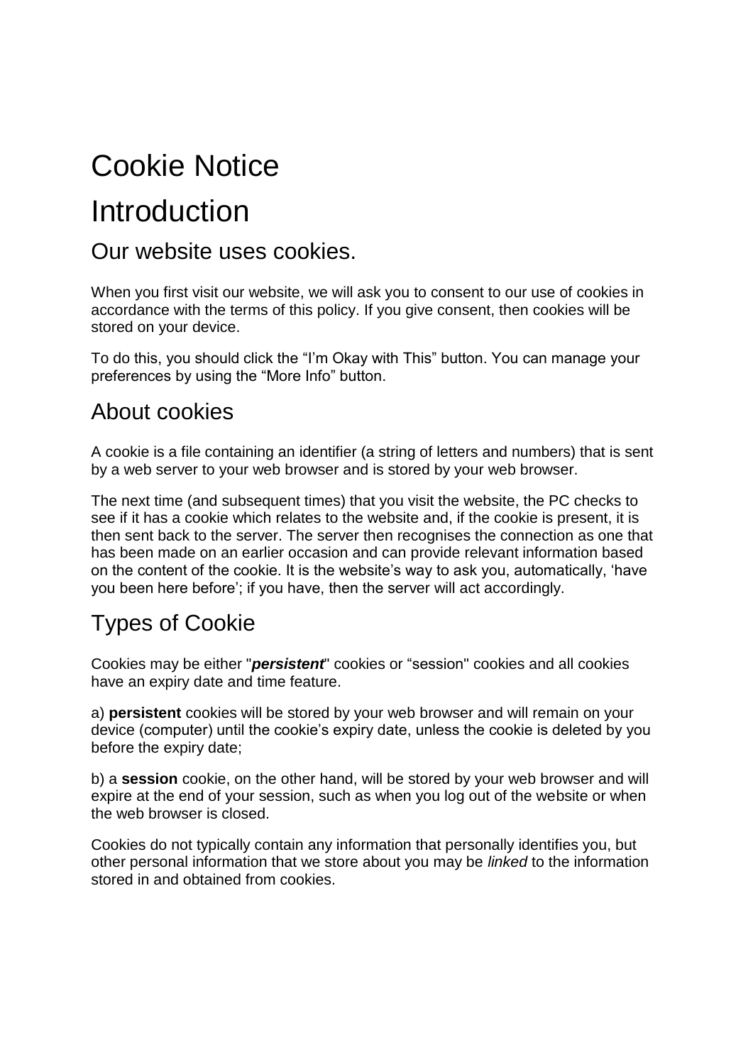# Cookie Notice

# Introduction

## Our website uses cookies.

When you first visit our website, we will ask you to consent to our use of cookies in accordance with the terms of this policy. If you give consent, then cookies will be stored on your device.

To do this, you should click the “I’m Okay with This” button. You can manage your preferences by using the “More Info” button.

## About cookies

A cookie is a file containing an identifier (a string of letters and numbers) that is sent by a web server to your web browser and is stored by your web browser.

The next time (and subsequent times) that you visit the website, the PC checks to see if it has a cookie which relates to the website and, if the cookie is present, it is then sent back to the server. The server then recognises the connection as one that has been made on an earlier occasion and can provide relevant information based on the content of the cookie. It is the website’s way to ask you, automatically, ‘have you been here before’; if you have, then the server will act accordingly.

## Types of Cookie

Cookies may be either "***persistent***" cookies or “session" cookies and all cookies have an expiry date and time feature.

a) **persistent** cookies will be stored by your web browser and will remain on your device (computer) until the cookie’s expiry date, unless the cookie is deleted by you before the expiry date;

b) a **session** cookie, on the other hand, will be stored by your web browser and will expire at the end of your session, such as when you log out of the website or when the web browser is closed.

Cookies do not typically contain any information that personally identifies you, but other personal information that we store about you may be *linked* to the information stored in and obtained from cookies.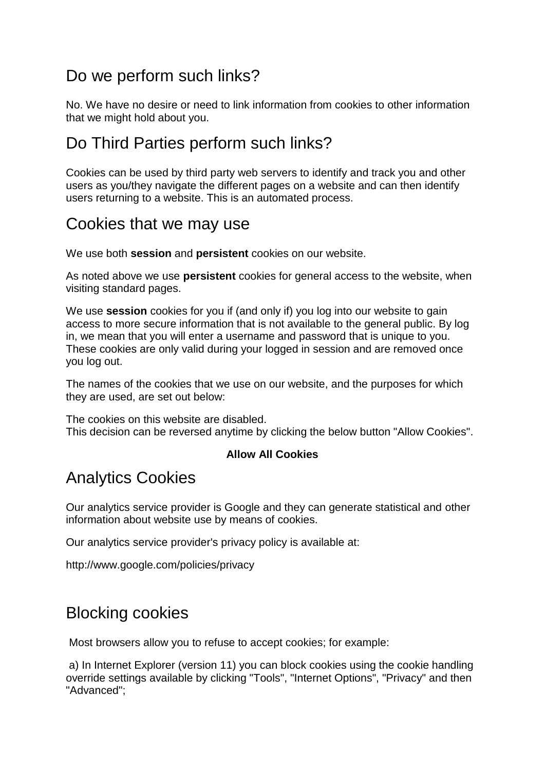## Do we perform such links?

No. We have no desire or need to link information from cookies to other information that we might hold about you.

## Do Third Parties perform such links?

Cookies can be used by third party web servers to identify and track you and other users as you/they navigate the different pages on a website and can then identify users returning to a website. This is an automated process.

## Cookies that we may use

We use both **session** and **persistent** cookies on our website.

As noted above we use **persistent** cookies for general access to the website, when visiting standard pages.

We use **session** cookies for you if (and only if) you log into our website to gain access to more secure information that is not available to the general public. By log in, we mean that you will enter a username and password that is unique to you. These cookies are only valid during your logged in session and are removed once you log out.

The names of the cookies that we use on our website, and the purposes for which they are used, are set out below:

The cookies on this website are disabled.
This decision can be reversed anytime by clicking the below button "Allow Cookies".

**Allow All Cookies**

## Analytics Cookies

Our analytics service provider is Google and they can generate statistical and other information about website use by means of cookies.

Our analytics service provider's privacy policy is available at:

http://www.google.com/policies/privacy

## Blocking cookies

Most browsers allow you to refuse to accept cookies; for example:

a) In Internet Explorer (version 11) you can block cookies using the cookie handling override settings available by clicking "Tools", "Internet Options", "Privacy" and then "Advanced";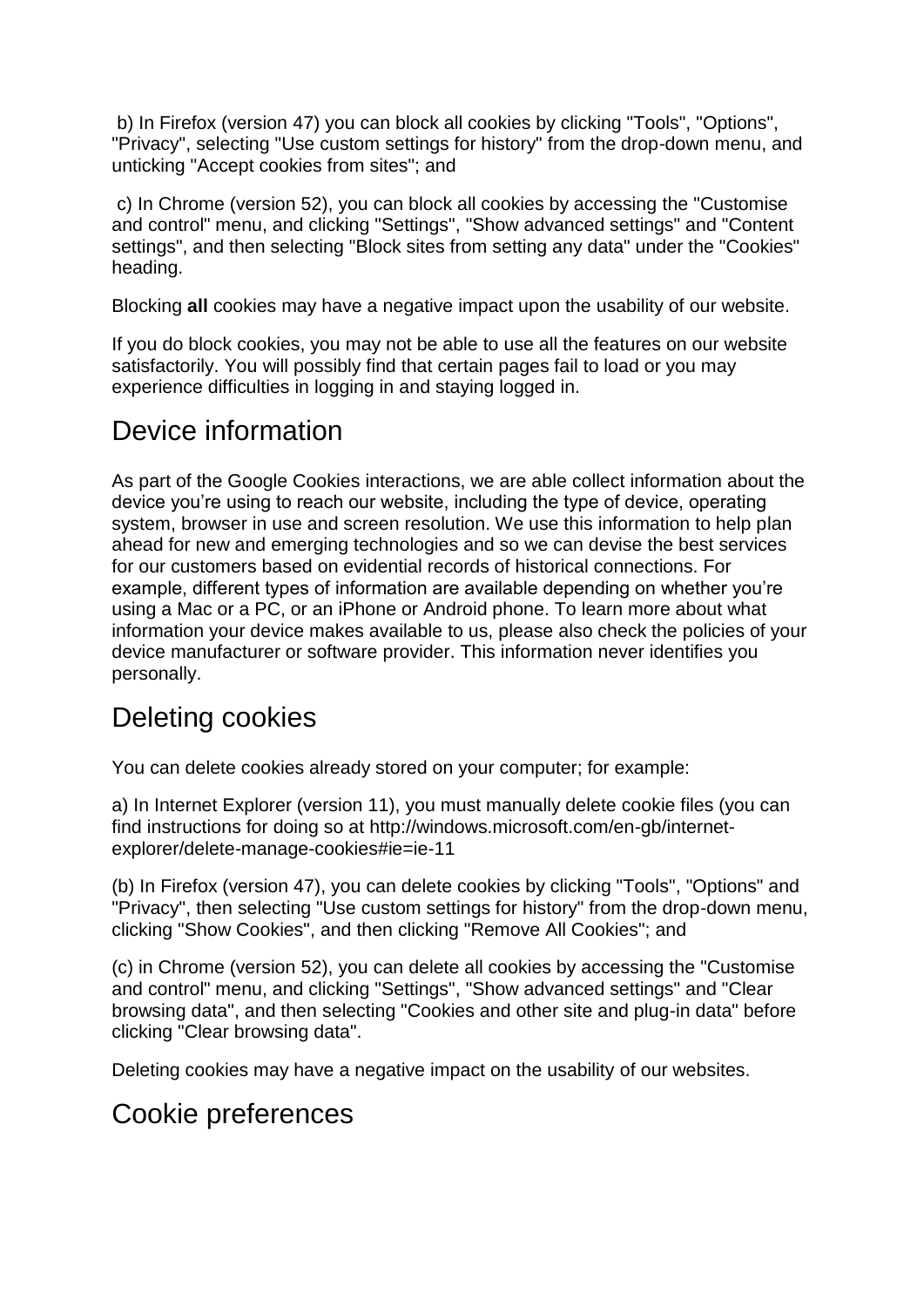b) In Firefox (version 47) you can block all cookies by clicking "Tools", "Options", "Privacy", selecting "Use custom settings for history" from the drop-down menu, and unticking "Accept cookies from sites"; and

c) In Chrome (version 52), you can block all cookies by accessing the "Customise and control" menu, and clicking "Settings", "Show advanced settings" and "Content settings", and then selecting "Block sites from setting any data" under the "Cookies" heading.

Blocking **all** cookies may have a negative impact upon the usability of our website.

If you do block cookies, you may not be able to use all the features on our website satisfactorily. You will possibly find that certain pages fail to load or you may experience difficulties in logging in and staying logged in.

## Device information

As part of the Google Cookies interactions, we are able collect information about the device you're using to reach our website, including the type of device, operating system, browser in use and screen resolution. We use this information to help plan ahead for new and emerging technologies and so we can devise the best services for our customers based on evidential records of historical connections. For example, different types of information are available depending on whether you're using a Mac or a PC, or an iPhone or Android phone. To learn more about what information your device makes available to us, please also check the policies of your device manufacturer or software provider. This information never identifies you personally.

## Deleting cookies

You can delete cookies already stored on your computer; for example:

a) In Internet Explorer (version 11), you must manually delete cookie files (you can find instructions for doing so at http://windows.microsoft.com/en-gb/internet-explorer/delete-manage-cookies#ie=ie-11

(b) In Firefox (version 47), you can delete cookies by clicking "Tools", "Options" and "Privacy", then selecting "Use custom settings for history" from the drop-down menu, clicking "Show Cookies", and then clicking "Remove All Cookies"; and

(c) in Chrome (version 52), you can delete all cookies by accessing the "Customise and control" menu, and clicking "Settings", "Show advanced settings" and "Clear browsing data", and then selecting "Cookies and other site and plug-in data" before clicking "Clear browsing data".

Deleting cookies may have a negative impact on the usability of our websites.

## Cookie preferences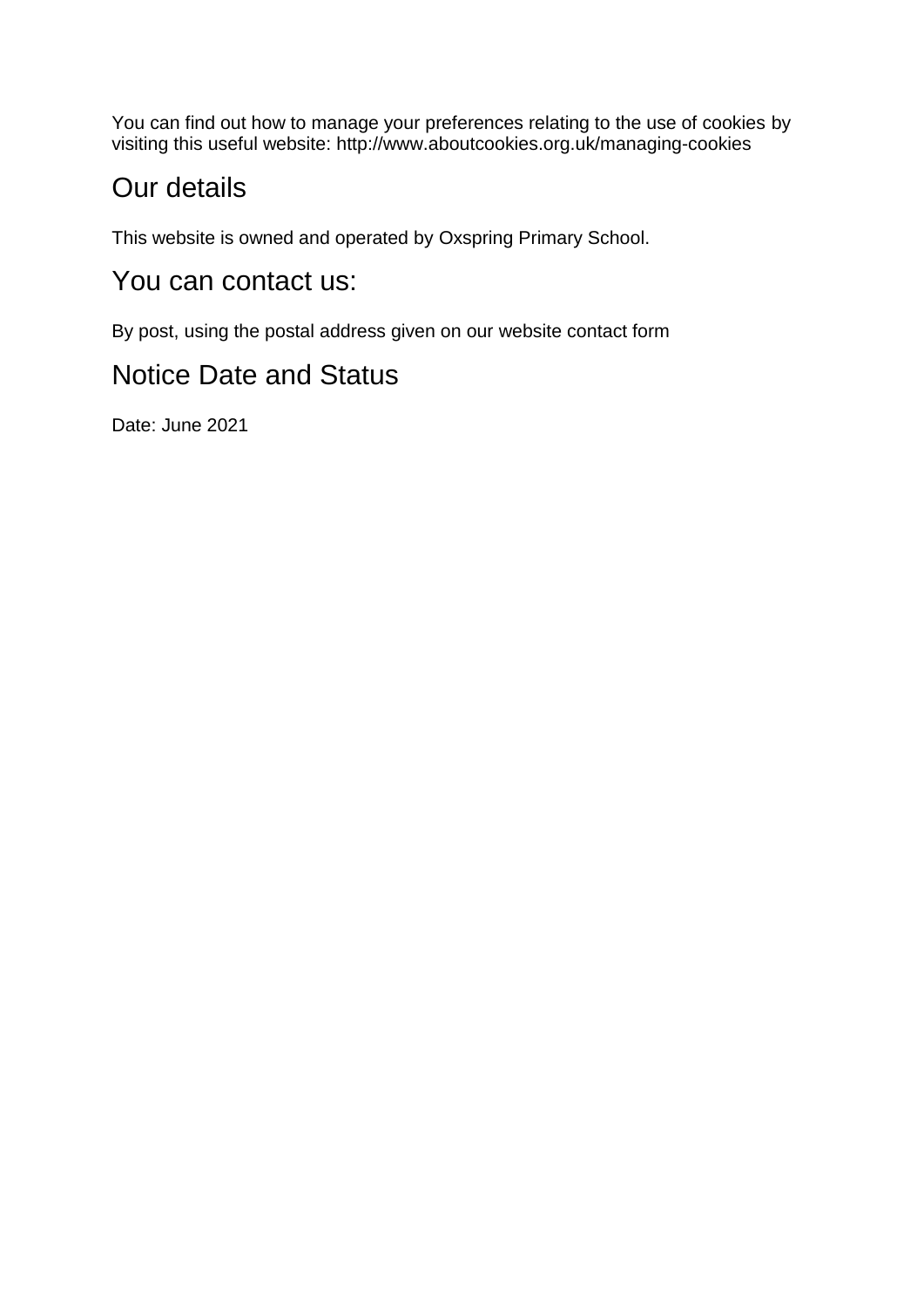You can find out how to manage your preferences relating to the use of cookies by visiting this useful website: http://www.aboutcookies.org.uk/managing-cookies

## Our details

This website is owned and operated by Oxspring Primary School.

## You can contact us:

By post, using the postal address given on our website contact form

## Notice Date and Status

Date: June 2021